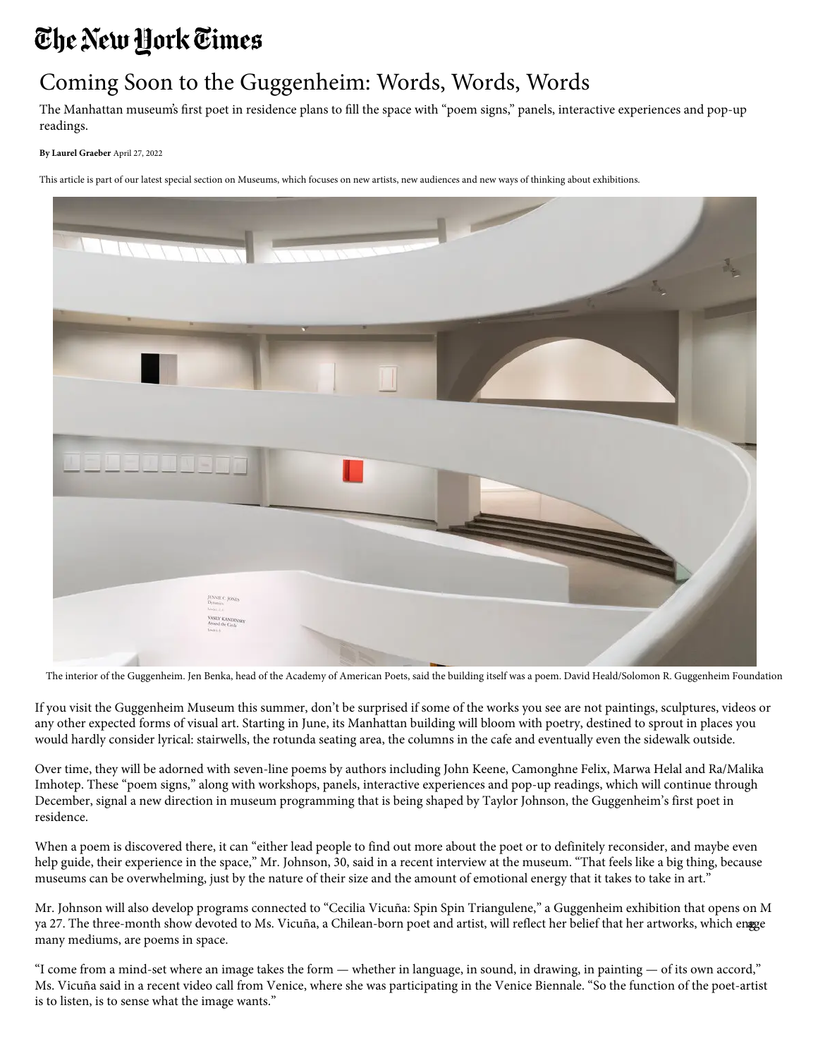# The New York Times

## Coming Soon to the Guggenheim: Words, Words, Words

The Manhattan museum's first poet in residence plans to fill the space with "poem signs," panels, interactive experiences and pop-up readings.

**By Laurel Graeber** April 27, 2022

This article is part of our latest special section on Museums, which focuses on new artists, new audiences and new ways of thinking about exhibitions.

The interior of the Guggenheim. Jen Benka, head of the Academy of American Poets, said the building itself was a poem. David Heald/Solomon R. Guggenheim Foundation

If you visit the Guggenheim Museum this summer, don't be surprised if some of the works you see are not paintings, sculptures, videos or any other expected forms of visual art. Starting in June, its Manhattan building will bloom with poetry, destined to sprout in places you would hardly consider lyrical: stairwells, the rotunda seating area, the columns in the cafe and eventually even the sidewalk outside.

Over time, they will be adorned with seven-line poems by authors including John Keene, Camonghne Felix, Marwa Helal and Ra/Malika Imhotep. These "poem signs," along with workshops, panels, interactive experiences and pop-up readings, which will continue through December, signal a new direction in museum programming that is being shaped by Taylor Johnson, the Guggenheim's first poet in residence.

When a poem is discovered there, it can "either lead people to find out more about the poet or to definitely reconsider, and maybe even help guide, their experience in the space," Mr. Johnson, 30, said in a recent interview at the museum. "That feels like a big thing, because museums can be overwhelming, just by the nature of their size and the amount of emotional energy that it takes to take in art."

Mr. Johnson will also develop programs connected to "Cecilia Vicuña: Spin Spin Triangulene," a Guggenheim exhibition that opens on May 27. The three-month show devoted to Ms. Vicuña, a Chilean-born poet and artist, will reflect her belief that her artworks, which engage many mediums, are poems in space.

"I come from a mind-set where an image takes the form — whether in language, in sound, in drawing, in painting — of its own accord," Ms. Vicuña said in a recent video call from Venice, where she was participating in the Venice Biennale. "So the function of the poet-artist is to listen, is to sense what the image wants."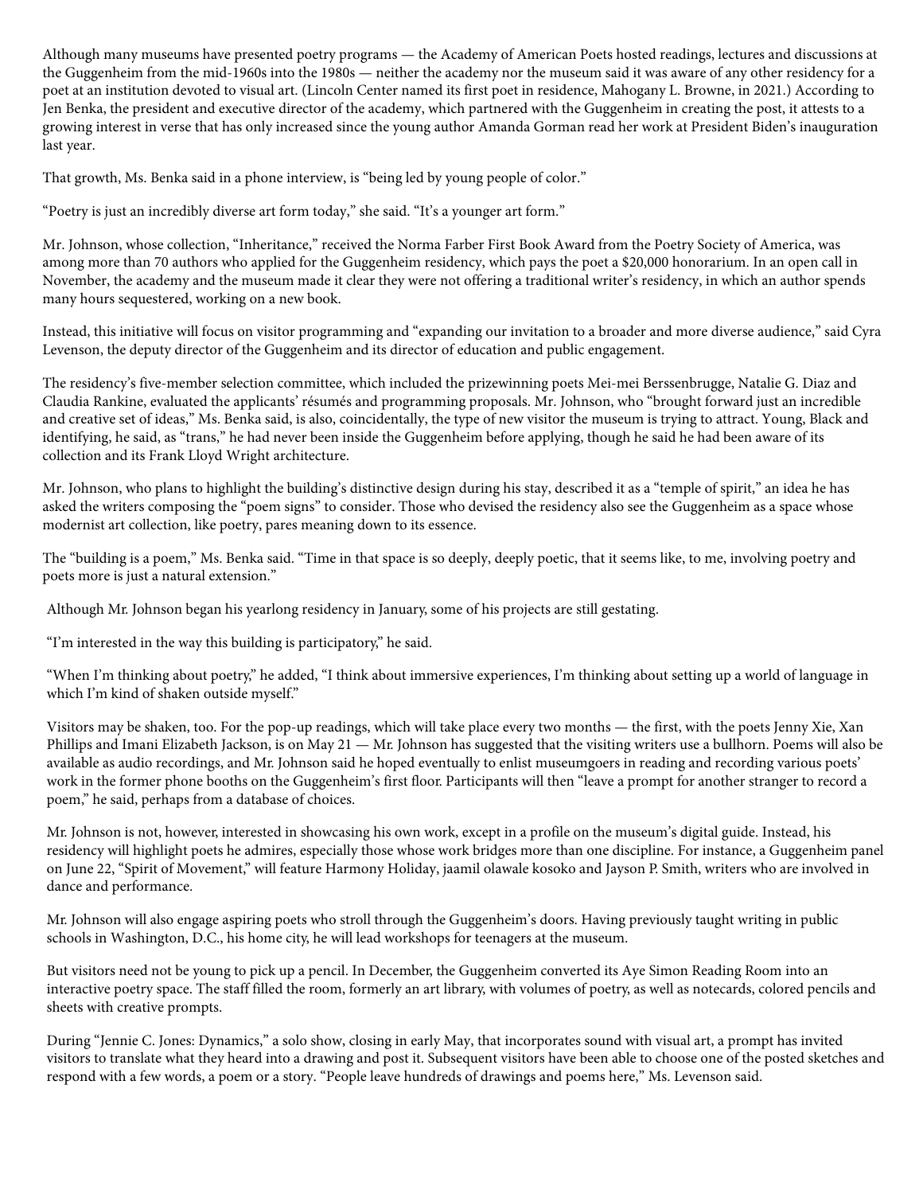Although many museums have presented poetry programs — the Academy of American Poets hosted readings, lectures and discussions at the Guggenheim from the mid-1960s into the 1980s — neither the academy nor the museum said it was aware of any other residency for a poet at an institution devoted to visual art. (Lincoln Center named its first poet in residence, Mahogany L. Browne, in 2021.) According to Jen Benka, the president and executive director of the academy, which partnered with the Guggenheim in creating the post, it attests to a growing interest in verse that has only increased since the young author Amanda Gorman read her work at President Biden's inauguration last year.

That growth, Ms. Benka said in a phone interview, is "being led by young people of color."

"Poetry is just an incredibly diverse art form today," she said. "It's a younger art form."

Mr. Johnson, whose collection, "Inheritance," received the Norma Farber First Book Award from the Poetry Society of America, was among more than 70 authors who applied for the Guggenheim residency, which pays the poet a $20,000 honorarium. In an open call in November, the academy and the museum made it clear they were not offering a traditional writer's residency, in which an author spends many hours sequestered, working on a new book.

Instead, this initiative will focus on visitor programming and "expanding our invitation to a broader and more diverse audience," said Cyra Levenson, the deputy director of the Guggenheim and its director of education and public engagement.

The residency's five-member selection committee, which included the prizewinning poets Mei-mei Berssenbrugge, Natalie G. Diaz and Claudia Rankine, evaluated the applicants' résumés and programming proposals. Mr. Johnson, who "brought forward just an incredible and creative set of ideas," Ms. Benka said, is also, coincidentally, the type of new visitor the museum is trying to attract. Young, Black and identifying, he said, as "trans," he had never been inside the Guggenheim before applying, though he said he had been aware of its collection and its Frank Lloyd Wright architecture.

Mr. Johnson, who plans to highlight the building's distinctive design during his stay, described it as a "temple of spirit," an idea he has asked the writers composing the "poem signs" to consider. Those who devised the residency also see the Guggenheim as a space whose modernist art collection, like poetry, pares meaning down to its essence.

The "building is a poem," Ms. Benka said. "Time in that space is so deeply, deeply poetic, that it seems like, to me, involving poetry and poets more is just a natural extension."

Although Mr. Johnson began his yearlong residency in January, some of his projects are still gestating.

"I'm interested in the way this building is participatory," he said.

"When I'm thinking about poetry," he added, "I think about immersive experiences, I'm thinking about setting up a world of language in which I'm kind of shaken outside myself."

Visitors may be shaken, too. For the pop-up readings, which will take place every two months — the first, with the poets Jenny Xie, Xan Phillips and Imani Elizabeth Jackson, is on May 21 — Mr. Johnson has suggested that the visiting writers use a bullhorn. Poems will also be available as audio recordings, and Mr. Johnson said he hoped eventually to enlist museumgoers in reading and recording various poets' work in the former phone booths on the Guggenheim's first floor. Participants will then "leave a prompt for another stranger to record a poem," he said, perhaps from a database of choices.

Mr. Johnson is not, however, interested in showcasing his own work, except in a profile on the museum's digital guide. Instead, his residency will highlight poets he admires, especially those whose work bridges more than one discipline. For instance, a Guggenheim panel on June 22, "Spirit of Movement," will feature Harmony Holiday, jaamil olawale kosoko and Jayson P. Smith, writers who are involved in dance and performance.

Mr. Johnson will also engage aspiring poets who stroll through the Guggenheim's doors. Having previously taught writing in public schools in Washington, D.C., his home city, he will lead workshops for teenagers at the museum.

But visitors need not be young to pick up a pencil. In December, the Guggenheim converted its Aye Simon Reading Room into an interactive poetry space. The staff filled the room, formerly an art library, with volumes of poetry, as well as notecards, colored pencils and sheets with creative prompts.

During "Jennie C. Jones: Dynamics," a solo show, closing in early May, that incorporates sound with visual art, a prompt has invited visitors to translate what they heard into a drawing and post it. Subsequent visitors have been able to choose one of the posted sketches and respond with a few words, a poem or a story. "People leave hundreds of drawings and poems here," Ms. Levenson said.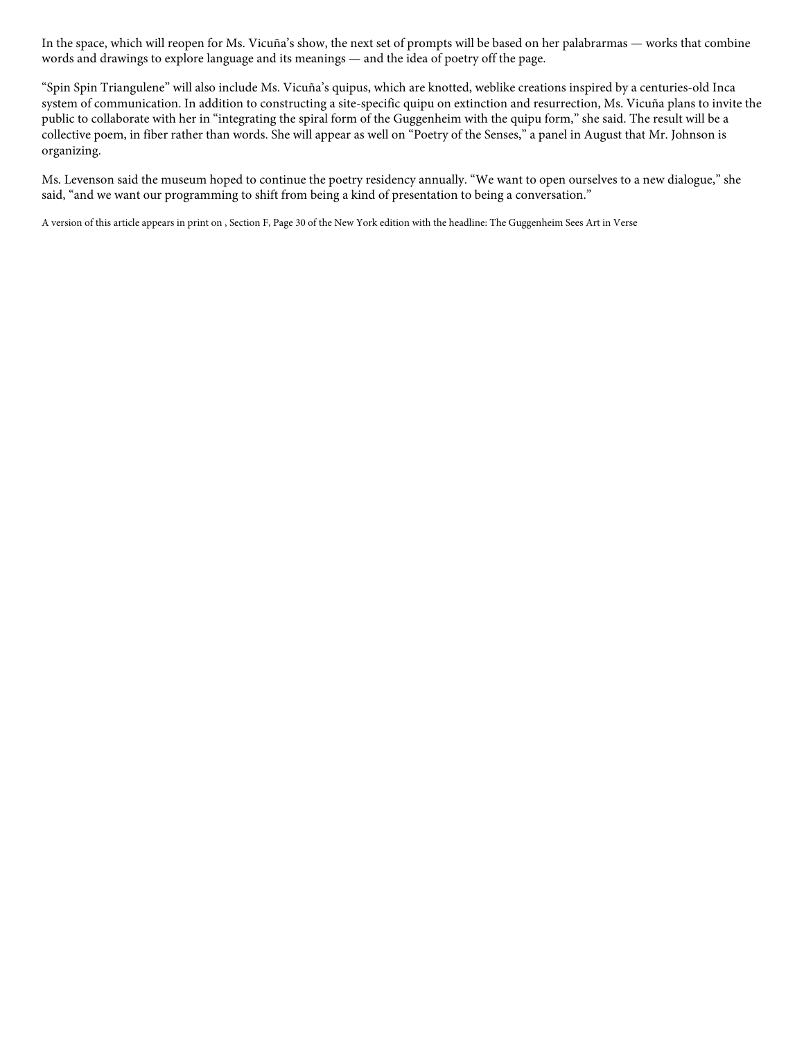In the space, which will reopen for Ms. Vicuña's show, the next set of prompts will be based on her palabrarmas — works that combine words and drawings to explore language and its meanings — and the idea of poetry off the page.

"Spin Spin Triangulene" will also include Ms. Vicuña's quipus, which are knotted, weblike creations inspired by a centuries-old Inca system of communication. In addition to constructing a site-specific quipu on extinction and resurrection, Ms. Vicuña plans to invite the public to collaborate with her in "integrating the spiral form of the Guggenheim with the quipu form," she said. The result will be a collective poem, in fiber rather than words. She will appear as well on "Poetry of the Senses," a panel in August that Mr. Johnson is organizing.

Ms. Levenson said the museum hoped to continue the poetry residency annually. "We want to open ourselves to a new dialogue," she said, "and we want our programming to shift from being a kind of presentation to being a conversation."

A version of this article appears in print on , Section F, Page 30 of the New York edition with the headline: The Guggenheim Sees Art in Verse